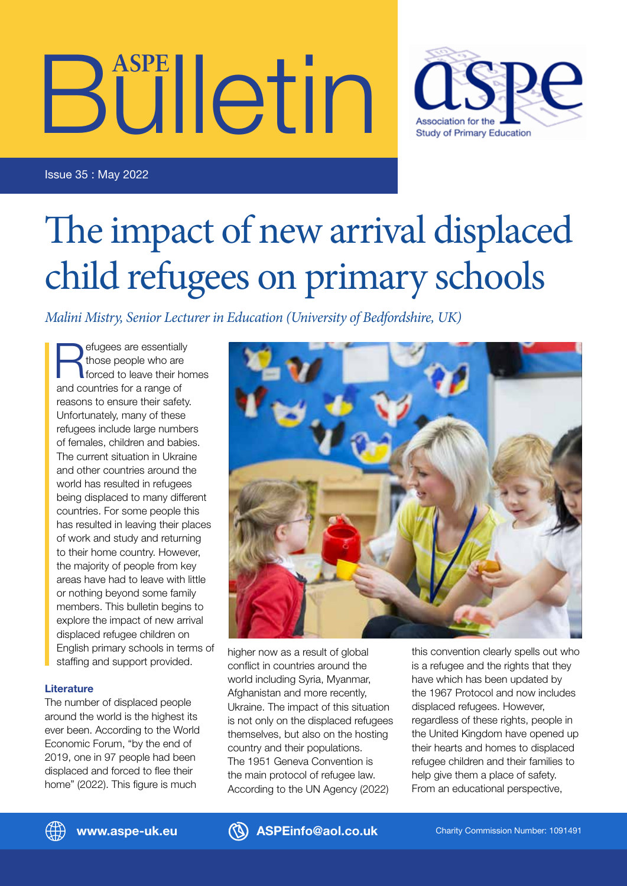# ASPE Bulletin

Association for the Study of Primary Education

Issue 35 : May 2022

# The impact of new arrival displaced child refugees on primary schools

*Malini Mistry, Senior Lecturer in Education (University of Bedfordshire, UK)*

Refugees are essentially those people who are forced to leave their homes and countries for a range of reasons to ensure their safety. Unfortunately, many of these refugees include large numbers of females, children and babies. The current situation in Ukraine and other countries around the world has resulted in refugees being displaced to many different countries. For some people this has resulted in leaving their places of work and study and returning to their home country. However, the majority of people from key areas have had to leave with little or nothing beyond some family members. This bulletin begins to explore the impact of new arrival displaced refugee children on English primary schools in terms of staffing and support provided.

### Literature

The number of displaced people around the world is the highest its ever been. According to the World Economic Forum, "by the end of 2019, one in 97 people had been displaced and forced to flee their home" (2022). This figure is much higher now as a result of global conflict in countries around the world including Syria, Myanmar, Afghanistan and more recently, Ukraine. The impact of this situation is not only on the displaced refugees themselves, but also on the hosting country and their populations. The 1951 Geneva Convention is the main protocol of refugee law. According to the UN Agency (2022) this convention clearly spells out who is a refugee and the rights that they have which has been updated by the 1967 Protocol and now includes displaced refugees. However, regardless of these rights, people in the United Kingdom have opened up their hearts and homes to displaced refugee children and their families to help give them a place of safety. From an educational perspective,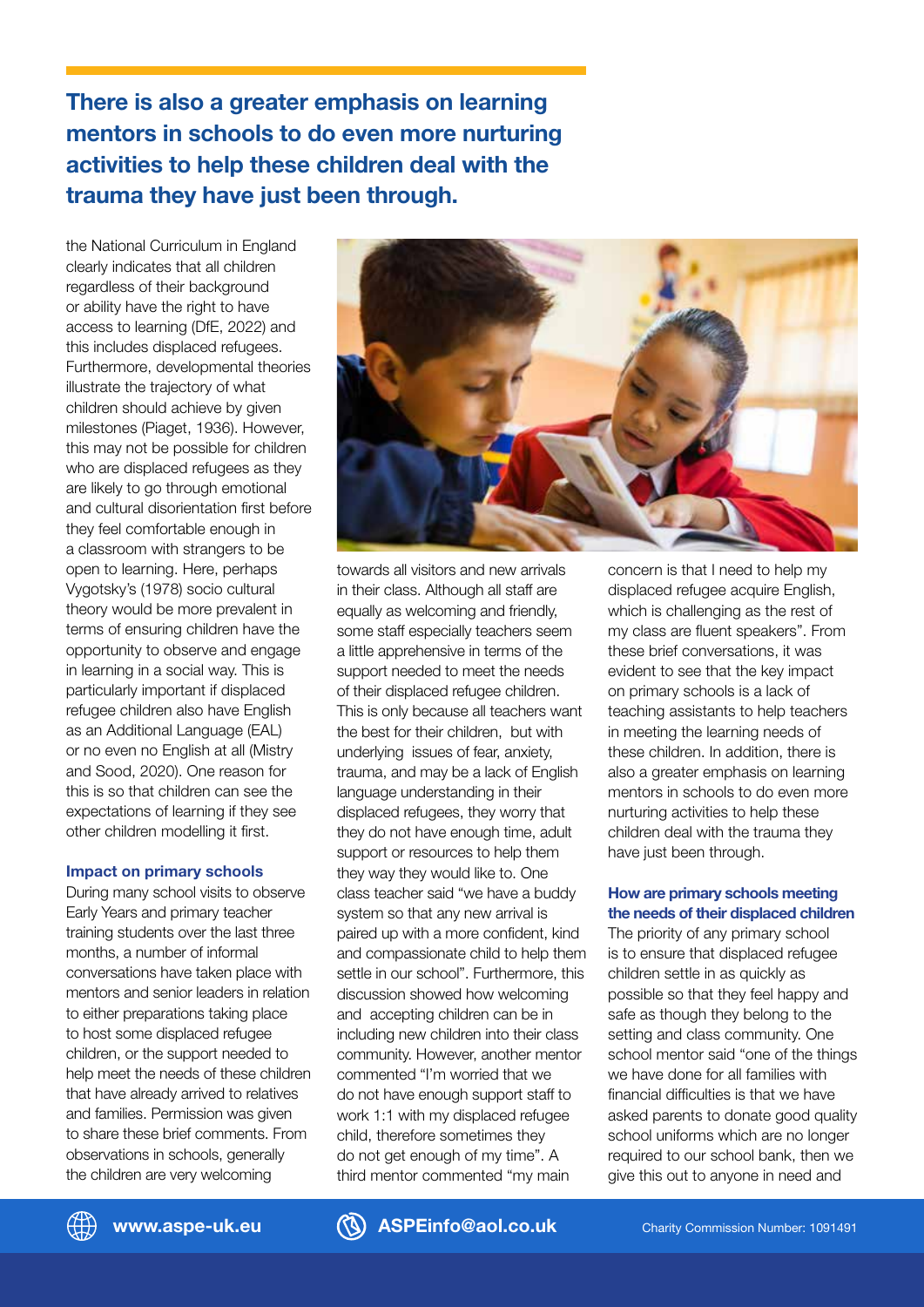**There is also a greater emphasis on learning mentors in schools to do even more nurturing activities to help these children deal with the trauma they have just been through.**

the National Curriculum in England clearly indicates that all children regardless of their background or ability have the right to have access to learning (DfE, 2022) and this includes displaced refugees. Furthermore, developmental theories illustrate the trajectory of what children should achieve by given milestones (Piaget, 1936). However, this may not be possible for children who are displaced refugees as they are likely to go through emotional and cultural disorientation first before they feel comfortable enough in a classroom with strangers to be open to learning. Here, perhaps Vygotsky's (1978) socio cultural theory would be more prevalent in terms of ensuring children have the opportunity to observe and engage in learning in a social way. This is particularly important if displaced refugee children also have English as an Additional Language (EAL) or no even no English at all (Mistry and Sood, 2020). One reason for this is so that children can see the expectations of learning if they see other children modelling it first.

### Impact on primary schools

During many school visits to observe Early Years and primary teacher training students over the last three months, a number of informal conversations have taken place with mentors and senior leaders in relation to either preparations taking place to host some displaced refugee children, or the support needed to help meet the needs of these children that have already arrived to relatives and families. Permission was given to share these brief comments. From observations in schools, generally the children are very welcoming towards all visitors and new arrivals in their class. Although all staff are equally as welcoming and friendly, some staff especially teachers seem a little apprehensive in terms of the support needed to meet the needs of their displaced refugee children. This is only because all teachers want the best for their children, but with underlying issues of fear, anxiety, trauma, and may be a lack of English language understanding in their displaced refugees, they worry that they do not have enough time, adult support or resources to help them they way they would like to. One class teacher said "we have a buddy system so that any new arrival is paired up with a more confident, kind and compassionate child to help them settle in our school". Furthermore, this discussion showed how welcoming and accepting children can be in including new children into their class community. However, another mentor commented "I'm worried that we do not have enough support staff to work 1:1 with my displaced refugee child, therefore sometimes they do not get enough of my time". A third mentor commented "my main concern is that I need to help my displaced refugee acquire English, which is challenging as the rest of my class are fluent speakers". From these brief conversations, it was evident to see that the key impact on primary schools is a lack of teaching assistants to help teachers in meeting the learning needs of these children. In addition, there is also a greater emphasis on learning mentors in schools to do even more nurturing activities to help these children deal with the trauma they have just been through.

### How are primary schools meeting the needs of their displaced children

The priority of any primary school is to ensure that displaced refugee children settle in as quickly as possible so that they feel happy and safe as though they belong to the setting and class community. One school mentor said "one of the things we have done for all families with financial difficulties is that we have asked parents to donate good quality school uniforms which are no longer required to our school bank, then we give this out to anyone in need and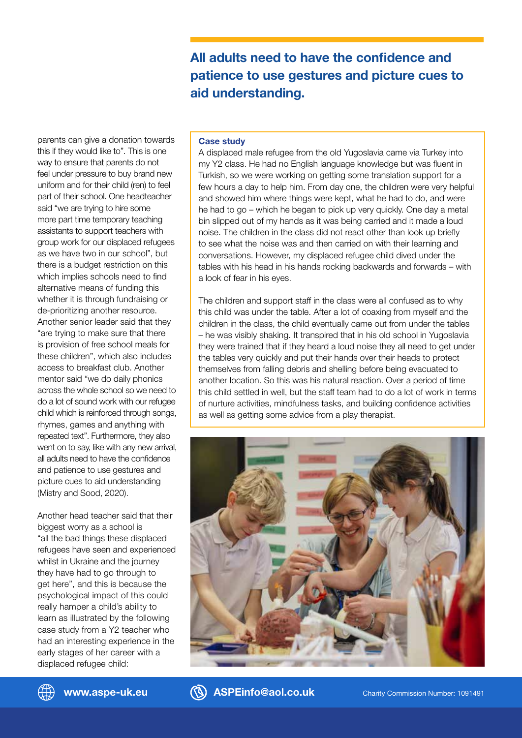parents can give a donation towards this if they would like to". This is one way to ensure that parents do not feel under pressure to buy brand new uniform and for their child (ren) to feel part of their school. One headteacher said "we are trying to hire some more part time temporary teaching assistants to support teachers with group work for our displaced refugees as we have two in our school", but there is a budget restriction on this which implies schools need to find alternative means of funding this whether it is through fundraising or de-prioritizing another resource. Another senior leader said that they "are trying to make sure that there is provision of free school meals for these children", which also includes access to breakfast club. Another mentor said "we do daily phonics across the whole school so we need to do a lot of sound work with our refugee child which is reinforced through songs, rhymes, games and anything with repeated text". Furthermore, they also went on to say, like with any new arrival, all adults need to have the confidence and patience to use gestures and picture cues to aid understanding (Mistry and Sood, 2020).

Another head teacher said that their biggest worry as a school is "all the bad things these displaced refugees have seen and experienced whilst in Ukraine and the journey they have had to go through to get here", and this is because the psychological impact of this could really hamper a child's ability to learn as illustrated by the following case study from a Y2 teacher who had an interesting experience in the early stages of her career with a displaced refugee child:

## All adults need to have the confidence and patience to use gestures and picture cues to aid understanding.

**Case study**

A displaced male refugee from the old Yugoslavia came via Turkey into my Y2 class. He had no English language knowledge but was fluent in Turkish, so we were working on getting some translation support for a few hours a day to help him. From day one, the children were very helpful and showed him where things were kept, what he had to do, and were he had to go – which he began to pick up very quickly. One day a metal bin slipped out of my hands as it was being carried and it made a loud noise. The children in the class did not react other than look up briefly to see what the noise was and then carried on with their learning and conversations. However, my displaced refugee child dived under the tables with his head in his hands rocking backwards and forwards – with a look of fear in his eyes.

The children and support staff in the class were all confused as to why this child was under the table. After a lot of coaxing from myself and the children in the class, the child eventually came out from under the tables – he was visibly shaking. It transpired that in his old school in Yugoslavia they were trained that if they heard a loud noise they all need to get under the tables very quickly and put their hands over their heads to protect themselves from falling debris and shelling before being evacuated to another location. So this was his natural reaction. Over a period of time this child settled in well, but the staff team had to do a lot of work in terms of nurture activities, mindfulness tasks, and building confidence activities as well as getting some advice from a play therapist.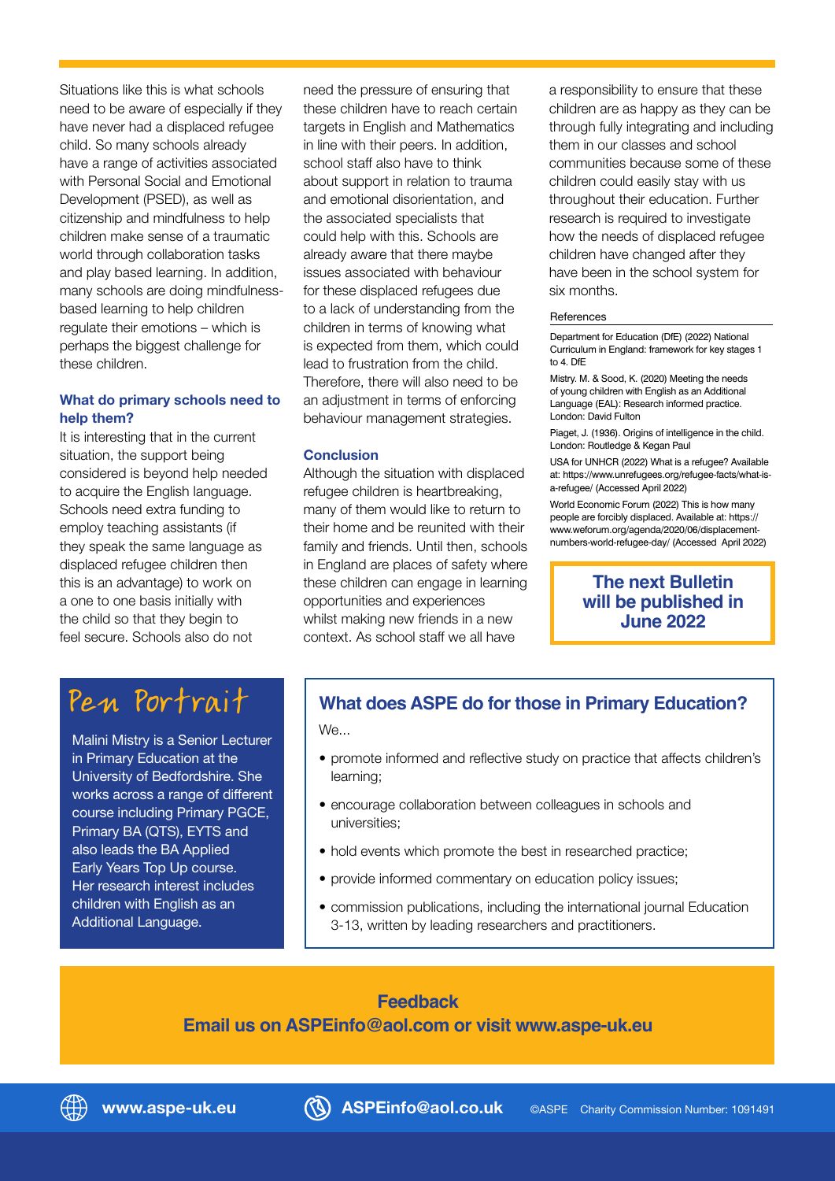Situations like this is what schools need to be aware of especially if they have never had a displaced refugee child. So many schools already have a range of activities associated with Personal Social and Emotional Development (PSED), as well as citizenship and mindfulness to help children make sense of a traumatic world through collaboration tasks and play based learning. In addition, many schools are doing mindfulness-based learning to help children regulate their emotions – which is perhaps the biggest challenge for these children.

### What do primary schools need to help them?

It is interesting that in the current situation, the support being considered is beyond help needed to acquire the English language. Schools need extra funding to employ teaching assistants (if they speak the same language as displaced refugee children then this is an advantage) to work on a one to one basis initially with the child so that they begin to feel secure. Schools also do not need the pressure of ensuring that these children have to reach certain targets in English and Mathematics in line with their peers. In addition, school staff also have to think about support in relation to trauma and emotional disorientation, and the associated specialists that could help with this. Schools are already aware that there maybe issues associated with behaviour for these displaced refugees due to a lack of understanding from the children in terms of knowing what is expected from them, which could lead to frustration from the child. Therefore, there will also need to be an adjustment in terms of enforcing behaviour management strategies.

### Conclusion

Although the situation with displaced refugee children is heartbreaking, many of them would like to return to their home and be reunited with their family and friends. Until then, schools in England are places of safety where these children can engage in learning opportunities and experiences whilst making new friends in a new context. As school staff we all have a responsibility to ensure that these children are as happy as they can be through fully integrating and including them in our classes and school communities because some of these children could easily stay with us throughout their education. Further research is required to investigate how the needs of displaced refugee children have changed after they have been in the school system for six months.

#### References

Department for Education (DfE) (2022) National Curriculum in England: framework for key stages 1 to 4. DfE

Mistry. M. & Sood, K. (2020) Meeting the needs of young children with English as an Additional Language (EAL): Research informed practice. London: David Fulton

Piaget, J. (1936). Origins of intelligence in the child. London: Routledge & Kegan Paul

USA for UNHCR (2022) What is a refugee? Available at: https://www.unrefugees.org/refugee-facts/what-is-a-refugee/ (Accessed April 2022)

World Economic Forum (2022) This is how many people are forcibly displaced. Available at: https://www.weforum.org/agenda/2020/06/displacement-numbers-world-refugee-day/ (Accessed April 2022)

**The next Bulletin will be published in June 2022**

## Pen Portrait

Malini Mistry is a Senior Lecturer in Primary Education at the University of Bedfordshire. She works across a range of different course including Primary PGCE, Primary BA (QTS), EYTS and also leads the BA Applied Early Years Top Up course. Her research interest includes children with English as an Additional Language.

## What does ASPE do for those in Primary Education?

We...

- promote informed and reflective study on practice that affects children's learning;
- encourage collaboration between colleagues in schools and universities;
- hold events which promote the best in researched practice;
- provide informed commentary on education policy issues;
- commission publications, including the international journal Education 3-13, written by leading researchers and practitioners.

**Feedback**
**Email us on ASPEinfo@aol.com or visit www.aspe-uk.eu**

www.aspe-uk.eu ASPEinfo@aol.co.uk ©ASPE Charity Commission Number: 1091491